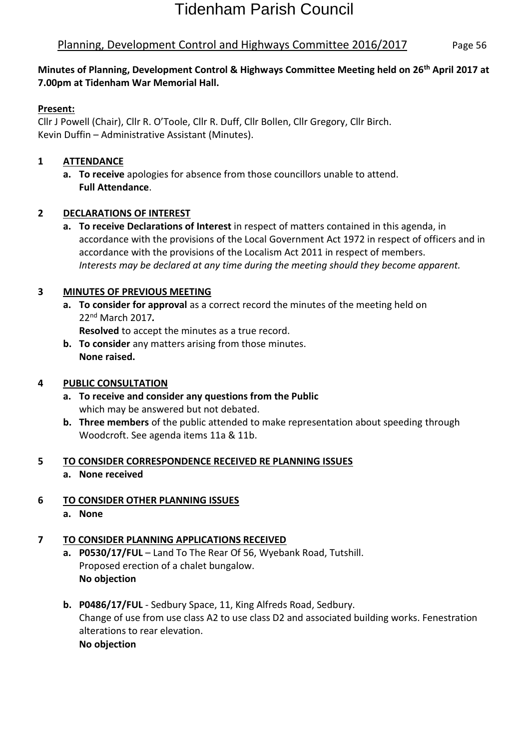# Tidenham Parish Council

## Planning, Development Control and Highways Committee 2016/2017

**Minutes of Planning, Development Control & Highways Committee Meeting held on 26th April 2017 at 7.00pm at Tidenham War Memorial Hall.**

**Present:**

Cllr J Powell (Chair), Cllr R. O'Toole, Cllr R. Duff, Cllr Bollen, Cllr Gregory, Cllr Birch.
Kevin Duffin – Administrative Assistant (Minutes).

**1 ATTENDANCE**

- **a. To receive** apologies for absence from those councillors unable to attend.
  **Full Attendance**.

**2 DECLARATIONS OF INTEREST**

- **a. To receive Declarations of Interest** in respect of matters contained in this agenda, in accordance with the provisions of the Local Government Act 1972 in respect of officers and in accordance with the provisions of the Localism Act 2011 in respect of members.
  *Interests may be declared at any time during the meeting should they become apparent.*

**3 MINUTES OF PREVIOUS MEETING**

- **a. To consider for approval** as a correct record the minutes of the meeting held on 22nd March 2017**.**
  **Resolved** to accept the minutes as a true record.
- **b. To consider** any matters arising from those minutes.
  **None raised.**

**4 PUBLIC CONSULTATION**

- **a. To receive and consider any questions from the Public** which may be answered but not debated.
- **b. Three members** of the public attended to make representation about speeding through Woodcroft. See agenda items 11a & 11b.

**5 TO CONSIDER CORRESPONDENCE RECEIVED RE PLANNING ISSUES**

- **a. None received**

**6 TO CONSIDER OTHER PLANNING ISSUES**

- **a. None**

**7 TO CONSIDER PLANNING APPLICATIONS RECEIVED**

- **a. P0530/17/FUL** – Land To The Rear Of 56, Wyebank Road, Tutshill.
  Proposed erection of a chalet bungalow.
  **No objection**

- **b. P0486/17/FUL** - Sedbury Space, 11, King Alfreds Road, Sedbury.
  Change of use from use class A2 to use class D2 and associated building works. Fenestration alterations to rear elevation.
  **No objection**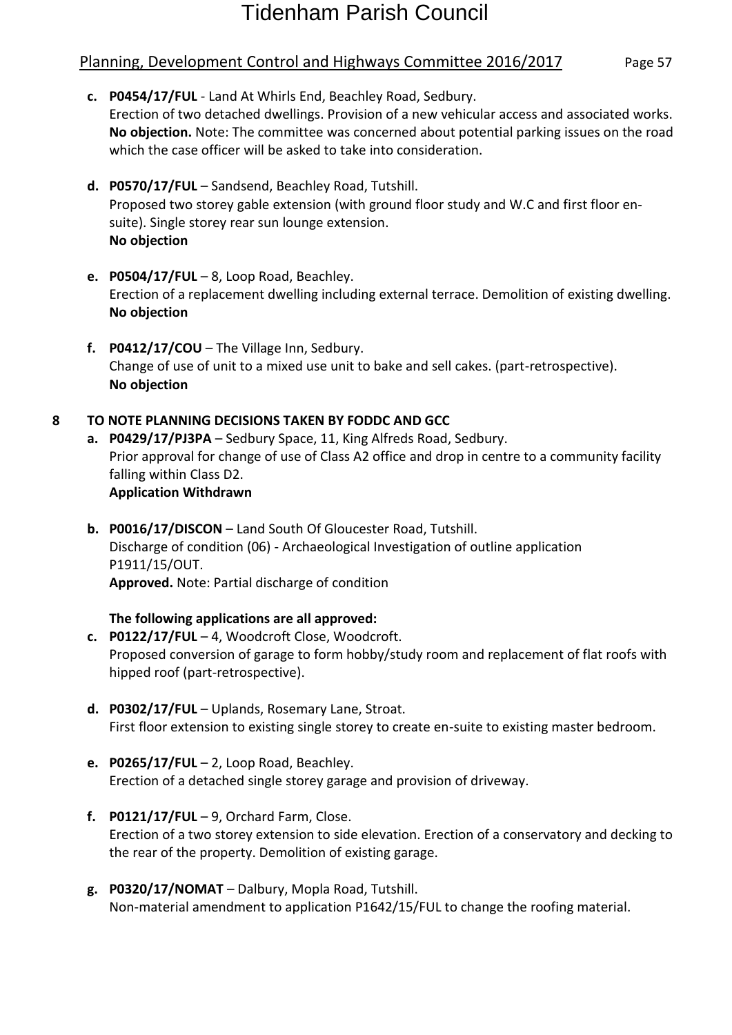c. **P0454/17/FUL** - Land At Whirls End, Beachley Road, Sedbury.
   Erection of two detached dwellings. Provision of a new vehicular access and associated works.
   **No objection.** Note: The committee was concerned about potential parking issues on the road which the case officer will be asked to take into consideration.

d. **P0570/17/FUL** – Sandsend, Beachley Road, Tutshill.
   Proposed two storey gable extension (with ground floor study and W.C and first floor en-suite). Single storey rear sun lounge extension.
   **No objection**

e. **P0504/17/FUL** – 8, Loop Road, Beachley.
   Erection of a replacement dwelling including external terrace. Demolition of existing dwelling.
   **No objection**

f. **P0412/17/COU** – The Village Inn, Sedbury.
   Change of use of unit to a mixed use unit to bake and sell cakes. (part-retrospective).
   **No objection**

## 8 TO NOTE PLANNING DECISIONS TAKEN BY FODDC AND GCC

a. **P0429/17/PJ3PA** – Sedbury Space, 11, King Alfreds Road, Sedbury.
   Prior approval for change of use of Class A2 office and drop in centre to a community facility falling within Class D2.
   **Application Withdrawn**

b. **P0016/17/DISCON** – Land South Of Gloucester Road, Tutshill.
   Discharge of condition (06) - Archaeological Investigation of outline application P1911/15/OUT.
   **Approved.** Note: Partial discharge of condition

**The following applications are all approved:**

c. **P0122/17/FUL** – 4, Woodcroft Close, Woodcroft.
   Proposed conversion of garage to form hobby/study room and replacement of flat roofs with hipped roof (part-retrospective).

d. **P0302/17/FUL** – Uplands, Rosemary Lane, Stroat.
   First floor extension to existing single storey to create en-suite to existing master bedroom.

e. **P0265/17/FUL** – 2, Loop Road, Beachley.
   Erection of a detached single storey garage and provision of driveway.

f. **P0121/17/FUL** – 9, Orchard Farm, Close.
   Erection of a two storey extension to side elevation. Erection of a conservatory and decking to the rear of the property. Demolition of existing garage.

g. **P0320/17/NOMAT** – Dalbury, Mopla Road, Tutshill.
   Non-material amendment to application P1642/15/FUL to change the roofing material.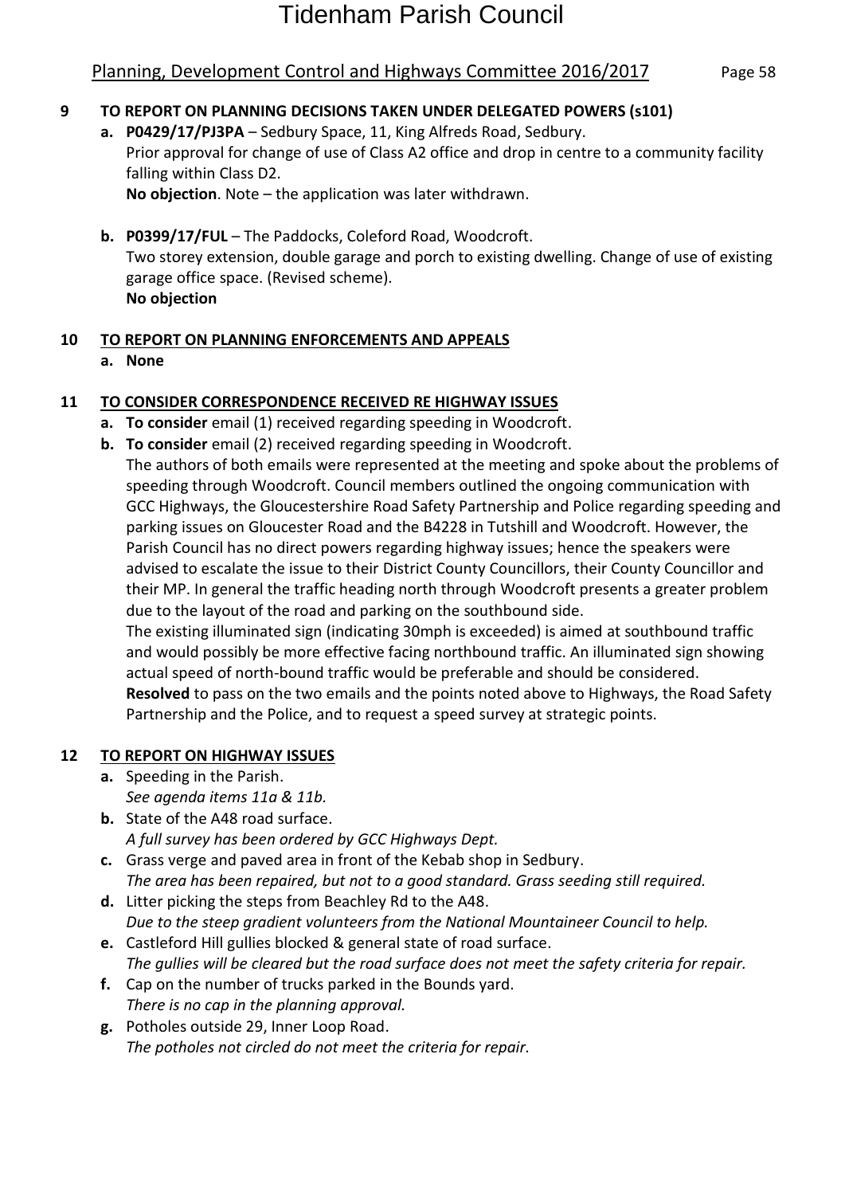## 9 TO REPORT ON PLANNING DECISIONS TAKEN UNDER DELEGATED POWERS (s101)

**a. P0429/17/PJ3PA** – Sedbury Space, 11, King Alfreds Road, Sedbury.
Prior approval for change of use of Class A2 office and drop in centre to a community facility falling within Class D2.
**No objection**. Note – the application was later withdrawn.

**b. P0399/17/FUL** – The Paddocks, Coleford Road, Woodcroft.
Two storey extension, double garage and porch to existing dwelling. Change of use of existing garage office space. (Revised scheme).
**No objection**

## 10 TO REPORT ON PLANNING ENFORCEMENTS AND APPEALS

**a. None**

## 11 TO CONSIDER CORRESPONDENCE RECEIVED RE HIGHWAY ISSUES

**a. To consider** email (1) received regarding speeding in Woodcroft.

**b. To consider** email (2) received regarding speeding in Woodcroft.
The authors of both emails were represented at the meeting and spoke about the problems of speeding through Woodcroft. Council members outlined the ongoing communication with GCC Highways, the Gloucestershire Road Safety Partnership and Police regarding speeding and parking issues on Gloucester Road and the B4228 in Tutshill and Woodcroft. However, the Parish Council has no direct powers regarding highway issues; hence the speakers were advised to escalate the issue to their District County Councillors, their County Councillor and their MP. In general the traffic heading north through Woodcroft presents a greater problem due to the layout of the road and parking on the southbound side.
The existing illuminated sign (indicating 30mph is exceeded) is aimed at southbound traffic and would possibly be more effective facing northbound traffic. An illuminated sign showing actual speed of north-bound traffic would be preferable and should be considered.
**Resolved** to pass on the two emails and the points noted above to Highways, the Road Safety Partnership and the Police, and to request a speed survey at strategic points.

## 12 TO REPORT ON HIGHWAY ISSUES

**a.** Speeding in the Parish.
*See agenda items 11a & 11b.*

**b.** State of the A48 road surface.
*A full survey has been ordered by GCC Highways Dept.*

**c.** Grass verge and paved area in front of the Kebab shop in Sedbury.
*The area has been repaired, but not to a good standard. Grass seeding still required.*

**d.** Litter picking the steps from Beachley Rd to the A48.
*Due to the steep gradient volunteers from the National Mountaineer Council to help.*

**e.** Castleford Hill gullies blocked & general state of road surface.
*The gullies will be cleared but the road surface does not meet the safety criteria for repair.*

**f.** Cap on the number of trucks parked in the Bounds yard.
*There is no cap in the planning approval.*

**g.** Potholes outside 29, Inner Loop Road.
*The potholes not circled do not meet the criteria for repair.*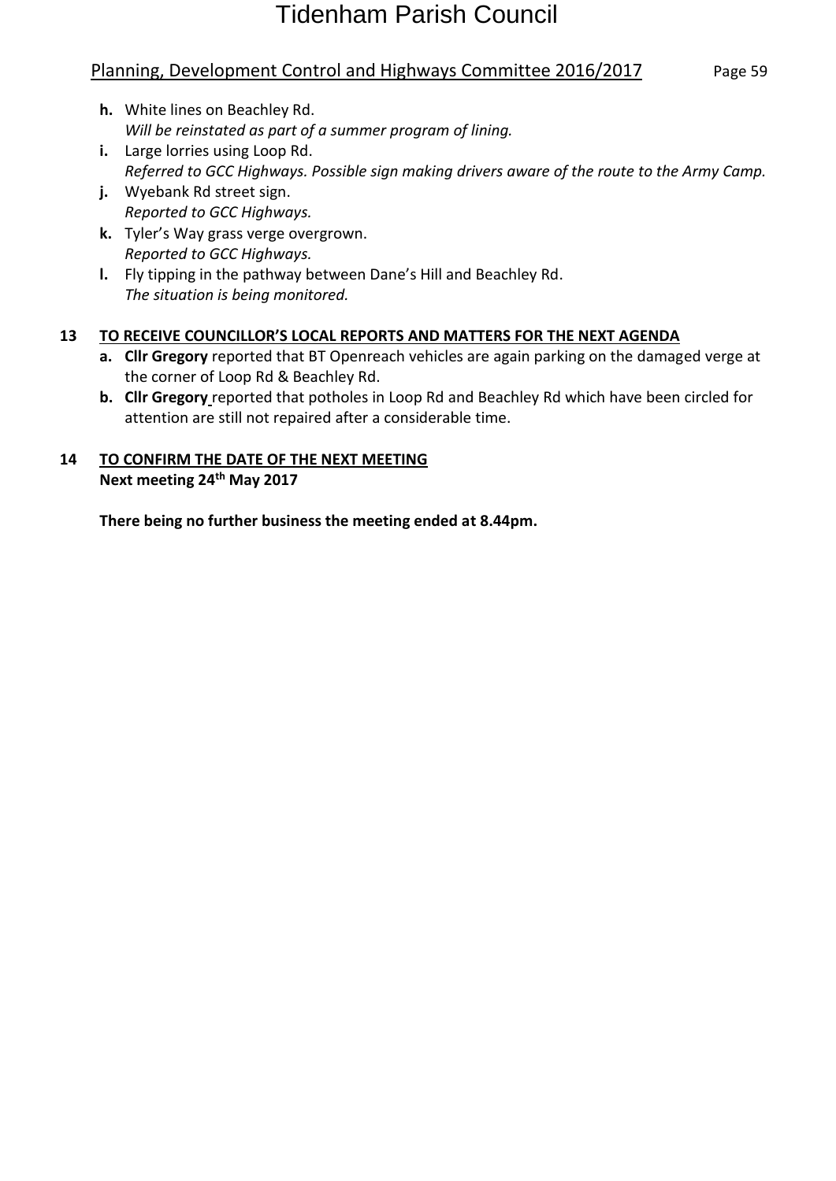**h.** White lines on Beachley Rd.
*Will be reinstated as part of a summer program of lining.*

**i.** Large lorries using Loop Rd.
*Referred to GCC Highways. Possible sign making drivers aware of the route to the Army Camp.*

**j.** Wyebank Rd street sign.
*Reported to GCC Highways.*

**k.** Tyler's Way grass verge overgrown.
*Reported to GCC Highways.*

**l.** Fly tipping in the pathway between Dane's Hill and Beachley Rd.
*The situation is being monitored.*

## 13 TO RECEIVE COUNCILLOR'S LOCAL REPORTS AND MATTERS FOR THE NEXT AGENDA

**a.** **Cllr Gregory** reported that BT Openreach vehicles are again parking on the damaged verge at the corner of Loop Rd & Beachley Rd.

**b.** **Cllr Gregory** reported that potholes in Loop Rd and Beachley Rd which have been circled for attention are still not repaired after a considerable time.

## 14 TO CONFIRM THE DATE OF THE NEXT MEETING

**Next meeting 24th May 2017**

**There being no further business the meeting ended at 8.44pm.**